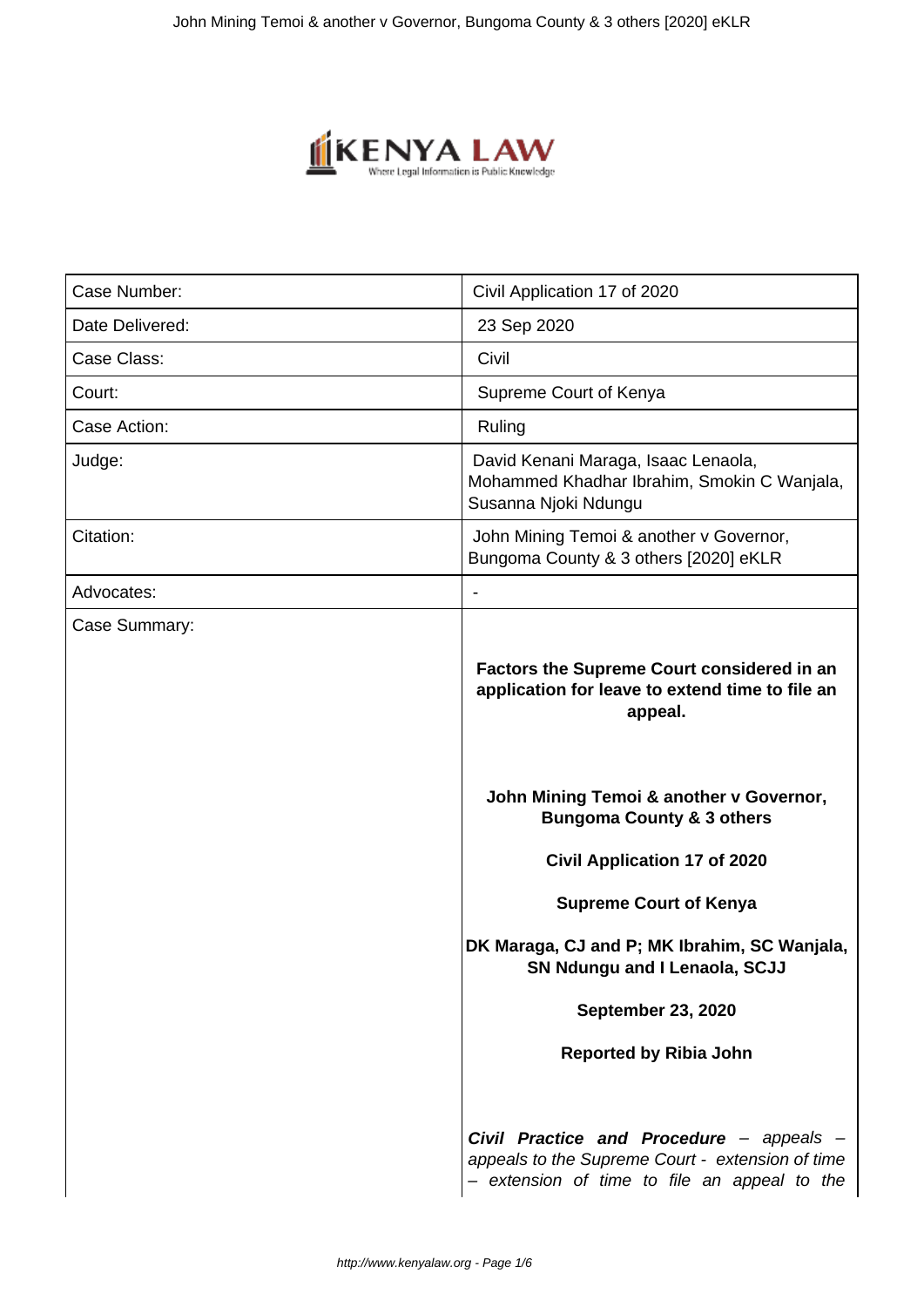| Case Number: | Civil Application 17 of 2020 |
|---|---|
| Date Delivered: | 23 Sep 2020 |
| Case Class: | Civil |
| Court: | Supreme Court of Kenya |
| Case Action: | Ruling |
| Judge: | David Kenani Maraga, Isaac Lenaola, Mohammed Khadhar Ibrahim, Smokin C Wanjala, Susanna Njoki Ndungu |
| Citation: | John Mining Temoi & another v Governor, Bungoma County & 3 others [2020] eKLR |
| Advocates: | - |
| Case Summary: | |

**Factors the Supreme Court considered in an application for leave to extend time to file an appeal.**

**John Mining Temoi & another v Governor, Bungoma County & 3 others**

**Civil Application 17 of 2020**

**Supreme Court of Kenya**

**DK Maraga, CJ and P; MK Ibrahim, SC Wanjala, SN Ndungu and I Lenaola, SCJJ**

**September 23, 2020**

**Reported by Ribia John**

***Civil Practice and Procedure*** *– appeals – appeals to the Supreme Court - extension of time – extension of time to file an appeal to the*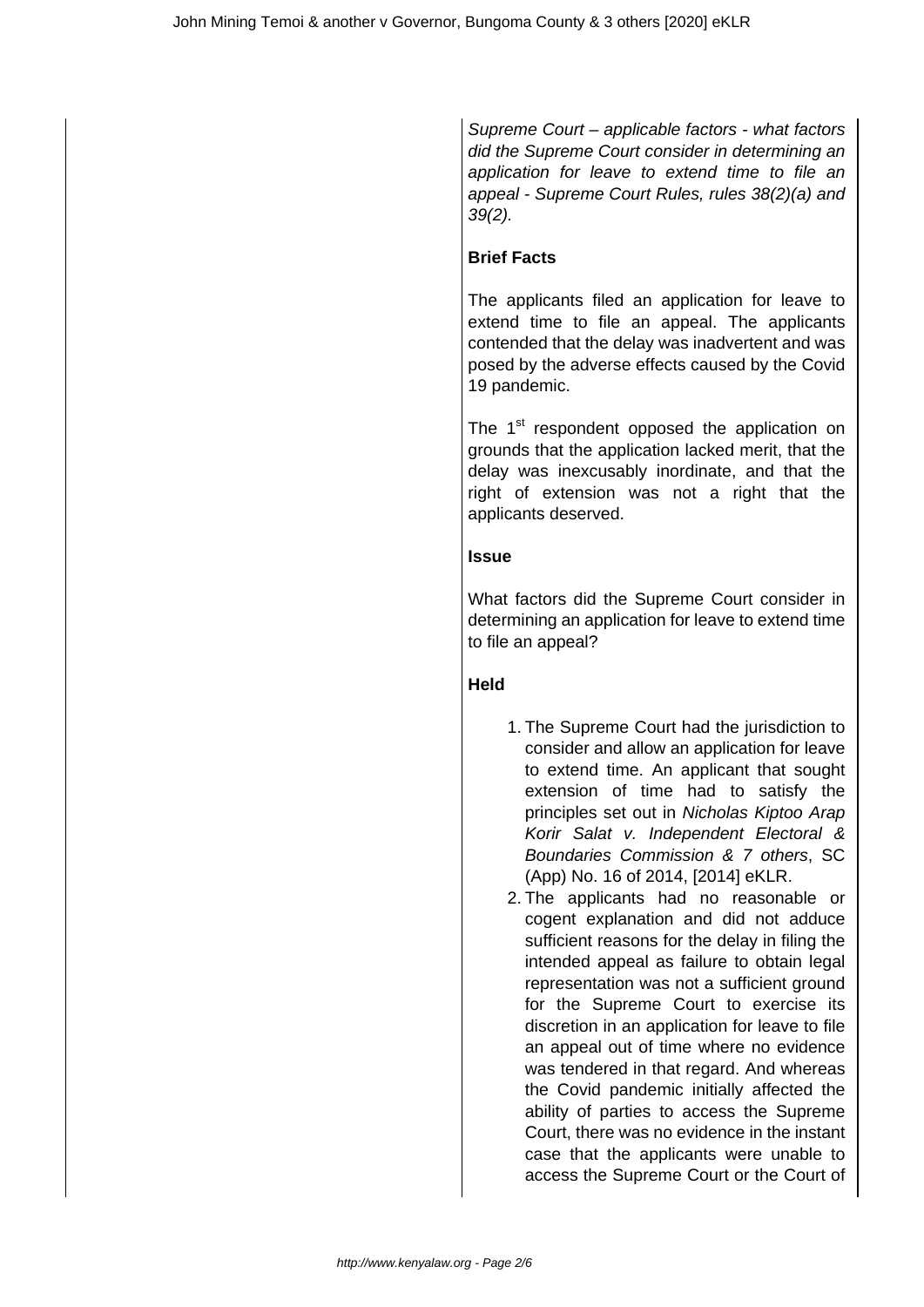*Supreme Court – applicable factors - what factors did the Supreme Court consider in determining an application for leave to extend time to file an appeal - Supreme Court Rules, rules 38(2)(a) and 39(2).*

**Brief Facts**

The applicants filed an application for leave to extend time to file an appeal. The applicants contended that the delay was inadvertent and was posed by the adverse effects caused by the Covid 19 pandemic.

The 1st respondent opposed the application on grounds that the application lacked merit, that the delay was inexcusably inordinate, and that the right of extension was not a right that the applicants deserved.

**Issue**

What factors did the Supreme Court consider in determining an application for leave to extend time to file an appeal?

**Held**

1. The Supreme Court had the jurisdiction to consider and allow an application for leave to extend time. An applicant that sought extension of time had to satisfy the principles set out in *Nicholas Kiptoo Arap Korir Salat v. Independent Electoral & Boundaries Commission & 7 others*, SC (App) No. 16 of 2014, [2014] eKLR.
2. The applicants had no reasonable or cogent explanation and did not adduce sufficient reasons for the delay in filing the intended appeal as failure to obtain legal representation was not a sufficient ground for the Supreme Court to exercise its discretion in an application for leave to file an appeal out of time where no evidence was tendered in that regard. And whereas the Covid pandemic initially affected the ability of parties to access the Supreme Court, there was no evidence in the instant case that the applicants were unable to access the Supreme Court or the Court of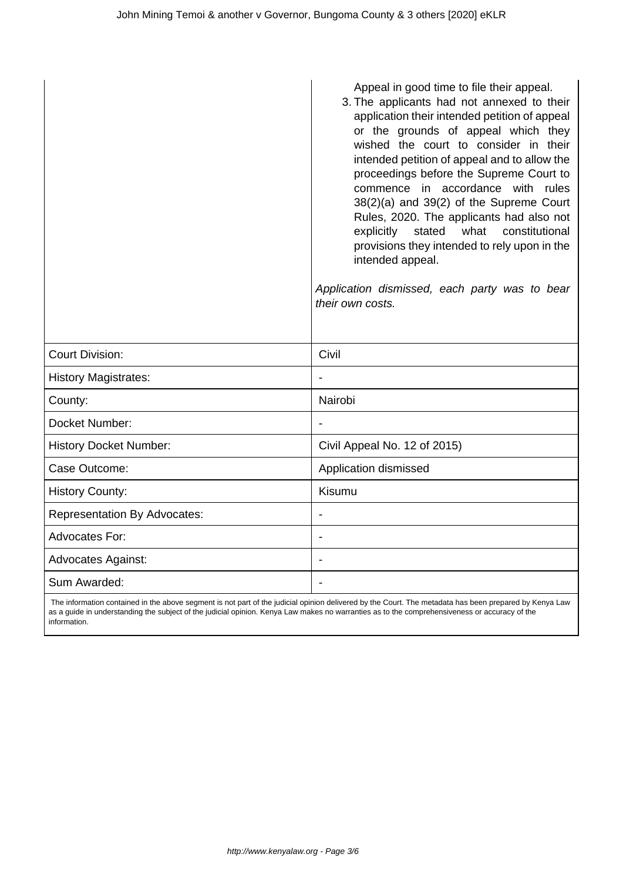| | Appeal in good time to file their appeal.<br>3. The applicants had not annexed to their application their intended petition of appeal or the grounds of appeal which they wished the court to consider in their intended petition of appeal and to allow the proceedings before the Supreme Court to commence in accordance with rules 38(2)(a) and 39(2) of the Supreme Court Rules, 2020. The applicants had also not explicitly stated what constitutional provisions they intended to rely upon in the intended appeal.<br><br>*Application dismissed, each party was to bear their own costs.* |
|---|---|
| Court Division: | Civil |
| History Magistrates: | - |
| County: | Nairobi |
| Docket Number: | - |
| History Docket Number: | Civil Appeal No. 12 of 2015) |
| Case Outcome: | Application dismissed |
| History County: | Kisumu |
| Representation By Advocates: | - |
| Advocates For: | - |
| Advocates Against: | - |
| Sum Awarded: | - |

The information contained in the above segment is not part of the judicial opinion delivered by the Court. The metadata has been prepared by Kenya Law as a guide in understanding the subject of the judicial opinion. Kenya Law makes no warranties as to the comprehensiveness or accuracy of the information.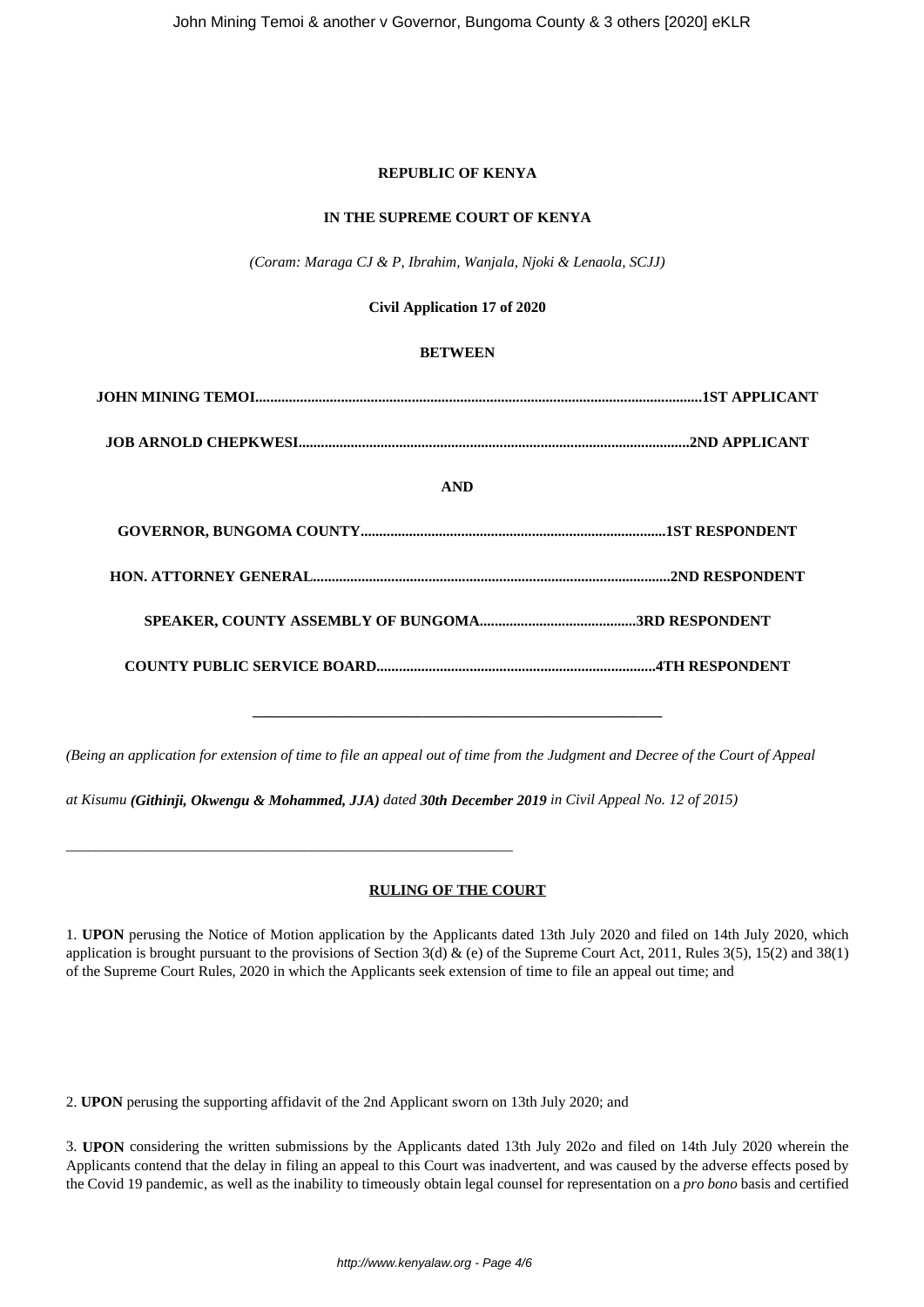**REPUBLIC OF KENYA**

**IN THE SUPREME COURT OF KENYA**

*(Coram: Maraga CJ & P, Ibrahim, Wanjala, Njoki & Lenaola, SCJJ)*

**Civil Application 17 of 2020**

**BETWEEN**

**JOHN MINING TEMOI.......................................................................................................................1ST APPLICANT**

**JOB ARNOLD CHEPKWESI.........................................................................................................2ND APPLICANT**

**AND**

**GOVERNOR, BUNGOMA COUNTY..................................................................................1ST RESPONDENT**

**HON. ATTORNEY GENERAL................................................................................................2ND RESPONDENT**

**SPEAKER, COUNTY ASSEMBLY OF BUNGOMA..........................................3RD RESPONDENT**

**COUNTY PUBLIC SERVICE BOARD...........................................................................4TH RESPONDENT**

---

*(Being an application for extension of time to file an appeal out of time from the Judgment and Decree of the Court of Appeal at Kisumu **(Githinji, Okwengu & Mohammed, JJA)** dated **30th December 2019** in Civil Appeal No. 12 of 2015)*

---

**RULING OF THE COURT**

1. **UPON** perusing the Notice of Motion application by the Applicants dated 13th July 2020 and filed on 14th July 2020, which application is brought pursuant to the provisions of Section 3(d) & (e) of the Supreme Court Act, 2011, Rules 3(5), 15(2) and 38(1) of the Supreme Court Rules, 2020 in which the Applicants seek extension of time to file an appeal out time; and

2. **UPON** perusing the supporting affidavit of the 2nd Applicant sworn on 13th July 2020; and

3. **UPON** considering the written submissions by the Applicants dated 13th July 202o and filed on 14th July 2020 wherein the Applicants contend that the delay in filing an appeal to this Court was inadvertent, and was caused by the adverse effects posed by the Covid 19 pandemic, as well as the inability to timeously obtain legal counsel for representation on a *pro bono* basis and certified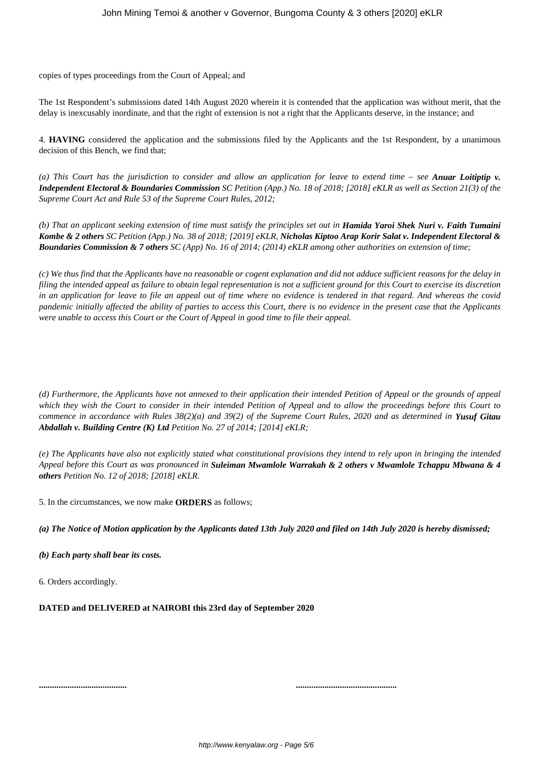copies of types proceedings from the Court of Appeal; and

The 1st Respondent's submissions dated 14th August 2020 wherein it is contended that the application was without merit, that the delay is inexcusably inordinate, and that the right of extension is not a right that the Applicants deserve, in the instance; and

4. **HAVING** considered the application and the submissions filed by the Applicants and the 1st Respondent, by a unanimous decision of this Bench, we find that;

*(a) This Court has the jurisdiction to consider and allow an application for leave to extend time – see **Anuar Loitiptip v. Independent Electoral & Boundaries Commission** SC Petition (App.) No. 18 of 2018; [2018] eKLR as well as Section 21(3) of the Supreme Court Act and Rule 53 of the Supreme Court Rules, 2012;*

*(b) That an applicant seeking extension of time must satisfy the principles set out in **Hamida Yaroi Shek Nuri v. Faith Tumaini Kombe & 2 others** SC Petition (App.) No. 38 of 2018; [2019] eKLR, **Nicholas Kiptoo Arap Korir Salat v. Independent Electoral & Boundaries Commission & 7 others** SC (App) No. 16 of 2014; (2014) eKLR among other authorities on extension of time;*

*(c) We thus find that the Applicants have no reasonable or cogent explanation and did not adduce sufficient reasons for the delay in filing the intended appeal as failure to obtain legal representation is not a sufficient ground for this Court to exercise its discretion in an application for leave to file an appeal out of time where no evidence is tendered in that regard. And whereas the covid pandemic initially affected the ability of parties to access this Court, there is no evidence in the present case that the Applicants were unable to access this Court or the Court of Appeal in good time to file their appeal.*

*(d) Furthermore, the Applicants have not annexed to their application their intended Petition of Appeal or the grounds of appeal which they wish the Court to consider in their intended Petition of Appeal and to allow the proceedings before this Court to commence in accordance with Rules 38(2)(a) and 39(2) of the Supreme Court Rules, 2020 and as determined in **Yusuf Gitau Abdallah v. Building Centre (K) Ltd** Petition No. 27 of 2014; [2014] eKLR;*

*(e) The Applicants have also not explicitly stated what constitutional provisions they intend to rely upon in bringing the intended Appeal before this Court as was pronounced in **Suleiman Mwamlole Warrakah & 2 others v Mwamlole Tchappu Mbwana & 4 others** Petition No. 12 of 2018; [2018] eKLR.*

5. In the circumstances, we now make **ORDERS** as follows;

***(a) The Notice of Motion application by the Applicants dated 13th July 2020 and filed on 14th July 2020 is hereby dismissed;***

***(b) Each party shall bear its costs.***

6. Orders accordingly.

**DATED and DELIVERED at NAIROBI this 23rd day of September 2020**

**.......................................** **.............................................**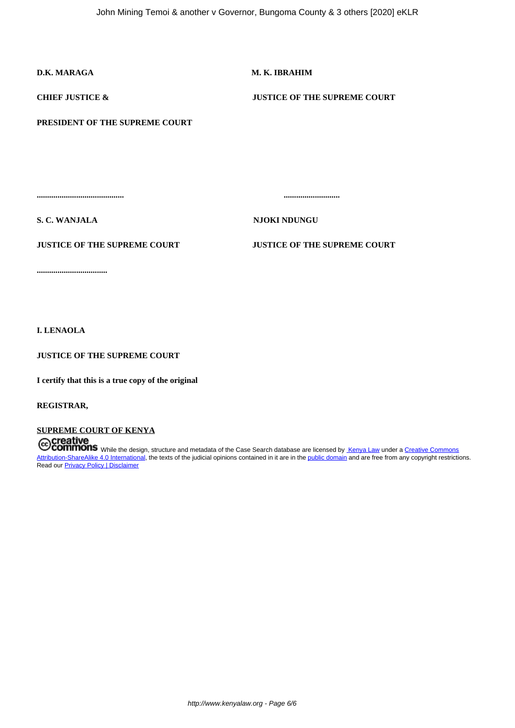**D.K. MARAGA**

**CHIEF JUSTICE &**

**PRESIDENT OF THE SUPREME COURT**

**M. K. IBRAHIM**

**JUSTICE OF THE SUPREME COURT**

**.........................................**

**...........................**

**S. C. WANJALA**

**JUSTICE OF THE SUPREME COURT**

**NJOKI NDUNGU**

**JUSTICE OF THE SUPREME COURT**

**.................................**

**I. LENAOLA**

**JUSTICE OF THE SUPREME COURT**

**I certify that this is a true copy of the original**

**REGISTRAR,**

**SUPREME COURT OF KENYA**

While the design, structure and metadata of the Case Search database are licensed by Kenya Law under a Creative Commons Attribution-ShareAlike 4.0 International, the texts of the judicial opinions contained in it are in the public domain and are free from any copyright restrictions. Read our Privacy Policy | Disclaimer